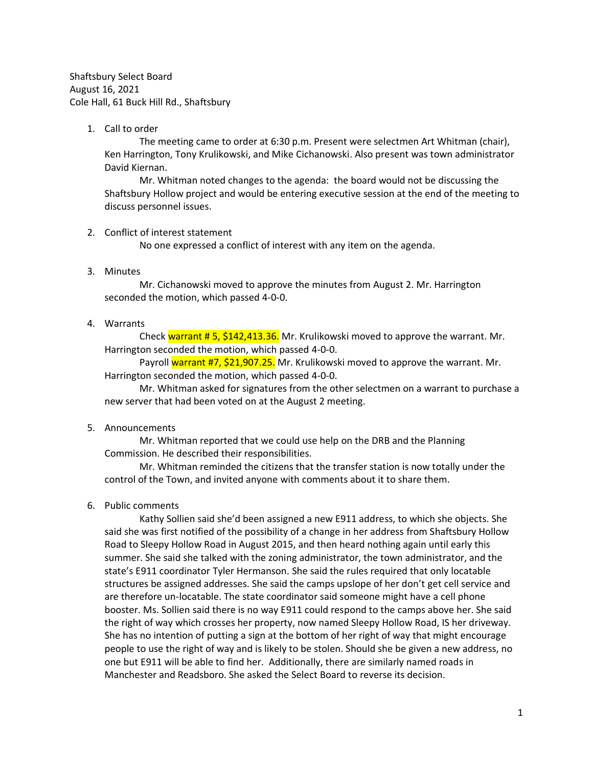Shaftsbury Select Board
August 16, 2021
Cole Hall, 61 Buck Hill Rd., Shaftsbury

1. Call to order

   The meeting came to order at 6:30 p.m. Present were selectmen Art Whitman (chair), Ken Harrington, Tony Krulikowski, and Mike Cichanowski. Also present was town administrator David Kiernan.

   Mr. Whitman noted changes to the agenda: the board would not be discussing the Shaftsbury Hollow project and would be entering executive session at the end of the meeting to discuss personnel issues.

2. Conflict of interest statement

   No one expressed a conflict of interest with any item on the agenda.

3. Minutes

   Mr. Cichanowski moved to approve the minutes from August 2. Mr. Harrington seconded the motion, which passed 4-0-0.

4. Warrants

   Check warrant # 5, $142,413.36. Mr. Krulikowski moved to approve the warrant. Mr. Harrington seconded the motion, which passed 4-0-0.

   Payroll warrant #7, $21,907.25. Mr. Krulikowski moved to approve the warrant. Mr. Harrington seconded the motion, which passed 4-0-0.

   Mr. Whitman asked for signatures from the other selectmen on a warrant to purchase a new server that had been voted on at the August 2 meeting.

5. Announcements

   Mr. Whitman reported that we could use help on the DRB and the Planning Commission. He described their responsibilities.

   Mr. Whitman reminded the citizens that the transfer station is now totally under the control of the Town, and invited anyone with comments about it to share them.

6. Public comments

   Kathy Sollien said she'd been assigned a new E911 address, to which she objects. She said she was first notified of the possibility of a change in her address from Shaftsbury Hollow Road to Sleepy Hollow Road in August 2015, and then heard nothing again until early this summer. She said she talked with the zoning administrator, the town administrator, and the state's E911 coordinator Tyler Hermanson. She said the rules required that only locatable structures be assigned addresses. She said the camps upslope of her don't get cell service and are therefore un-locatable. The state coordinator said someone might have a cell phone booster. Ms. Sollien said there is no way E911 could respond to the camps above her. She said the right of way which crosses her property, now named Sleepy Hollow Road, IS her driveway. She has no intention of putting a sign at the bottom of her right of way that might encourage people to use the right of way and is likely to be stolen. Should she be given a new address, no one but E911 will be able to find her. Additionally, there are similarly named roads in Manchester and Readsboro. She asked the Select Board to reverse its decision.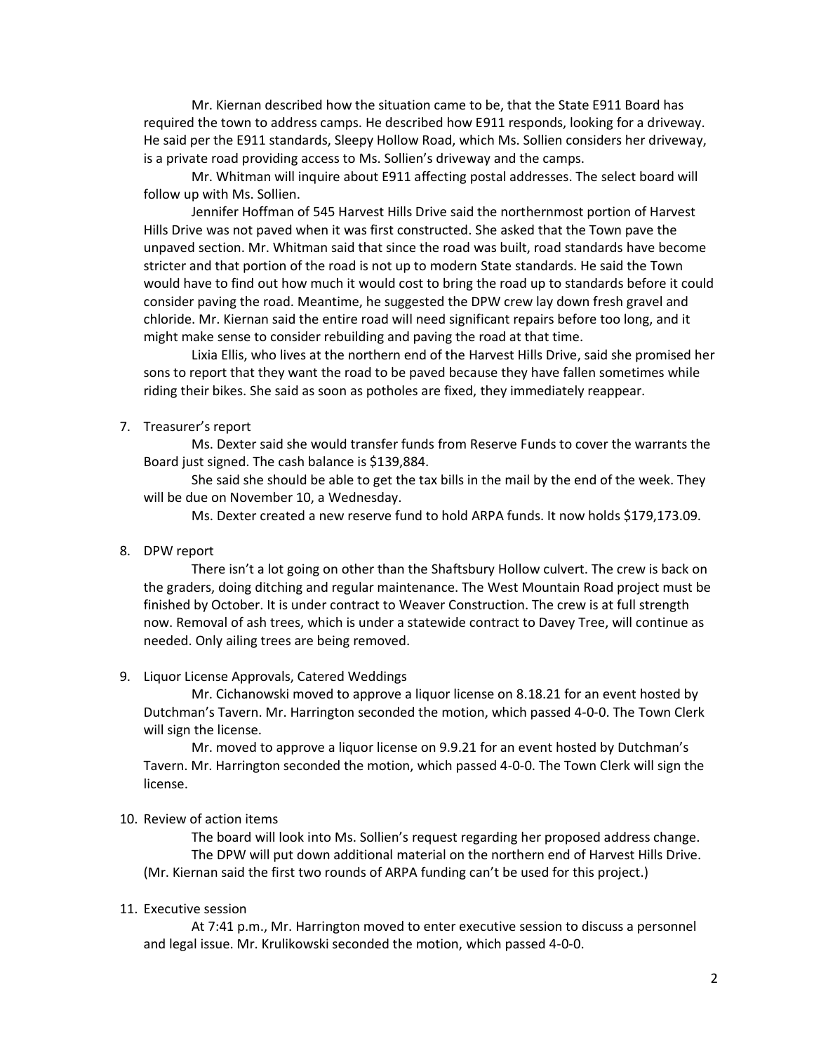Mr. Kiernan described how the situation came to be, that the State E911 Board has required the town to address camps. He described how E911 responds, looking for a driveway. He said per the E911 standards, Sleepy Hollow Road, which Ms. Sollien considers her driveway, is a private road providing access to Ms. Sollien's driveway and the camps.

Mr. Whitman will inquire about E911 affecting postal addresses. The select board will follow up with Ms. Sollien.

Jennifer Hoffman of 545 Harvest Hills Drive said the northernmost portion of Harvest Hills Drive was not paved when it was first constructed. She asked that the Town pave the unpaved section. Mr. Whitman said that since the road was built, road standards have become stricter and that portion of the road is not up to modern State standards. He said the Town would have to find out how much it would cost to bring the road up to standards before it could consider paving the road. Meantime, he suggested the DPW crew lay down fresh gravel and chloride. Mr. Kiernan said the entire road will need significant repairs before too long, and it might make sense to consider rebuilding and paving the road at that time.

Lixia Ellis, who lives at the northern end of the Harvest Hills Drive, said she promised her sons to report that they want the road to be paved because they have fallen sometimes while riding their bikes. She said as soon as potholes are fixed, they immediately reappear.

7. Treasurer's report

   Ms. Dexter said she would transfer funds from Reserve Funds to cover the warrants the Board just signed. The cash balance is $139,884.

   She said she should be able to get the tax bills in the mail by the end of the week. They will be due on November 10, a Wednesday.

   Ms. Dexter created a new reserve fund to hold ARPA funds. It now holds $179,173.09.

8. DPW report

   There isn't a lot going on other than the Shaftsbury Hollow culvert. The crew is back on the graders, doing ditching and regular maintenance. The West Mountain Road project must be finished by October. It is under contract to Weaver Construction. The crew is at full strength now. Removal of ash trees, which is under a statewide contract to Davey Tree, will continue as needed. Only ailing trees are being removed.

9. Liquor License Approvals, Catered Weddings

   Mr. Cichanowski moved to approve a liquor license on 8.18.21 for an event hosted by Dutchman's Tavern. Mr. Harrington seconded the motion, which passed 4-0-0. The Town Clerk will sign the license.

   Mr. moved to approve a liquor license on 9.9.21 for an event hosted by Dutchman's Tavern. Mr. Harrington seconded the motion, which passed 4-0-0. The Town Clerk will sign the license.

10. Review of action items

    The board will look into Ms. Sollien's request regarding her proposed address change.

    The DPW will put down additional material on the northern end of Harvest Hills Drive. (Mr. Kiernan said the first two rounds of ARPA funding can't be used for this project.)

11. Executive session

    At 7:41 p.m., Mr. Harrington moved to enter executive session to discuss a personnel and legal issue. Mr. Krulikowski seconded the motion, which passed 4-0-0.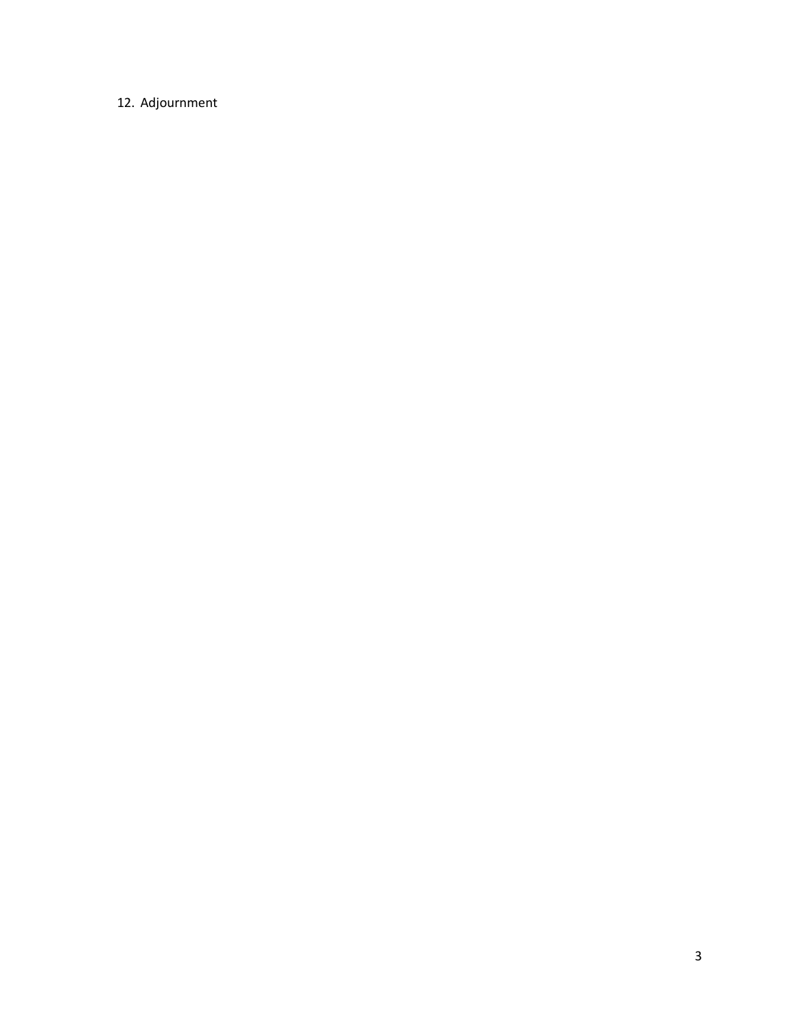12. Adjournment